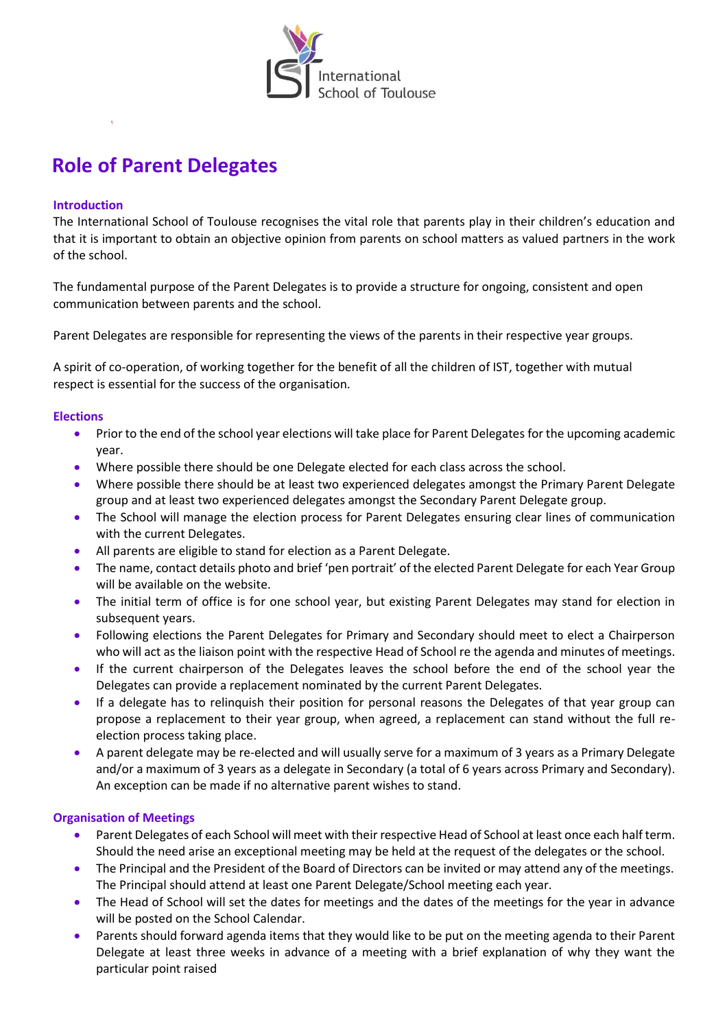# Role of Parent Delegates

## Introduction

The International School of Toulouse recognises the vital role that parents play in their children's education and that it is important to obtain an objective opinion from parents on school matters as valued partners in the work of the school.

The fundamental purpose of the Parent Delegates is to provide a structure for ongoing, consistent and open communication between parents and the school.

Parent Delegates are responsible for representing the views of the parents in their respective year groups.

A spirit of co-operation, of working together for the benefit of all the children of IST, together with mutual respect is essential for the success of the organisation.

## Elections

- Prior to the end of the school year elections will take place for Parent Delegates for the upcoming academic year.
- Where possible there should be one Delegate elected for each class across the school.
- Where possible there should be at least two experienced delegates amongst the Primary Parent Delegate group and at least two experienced delegates amongst the Secondary Parent Delegate group.
- The School will manage the election process for Parent Delegates ensuring clear lines of communication with the current Delegates.
- All parents are eligible to stand for election as a Parent Delegate.
- The name, contact details photo and brief 'pen portrait' of the elected Parent Delegate for each Year Group will be available on the website.
- The initial term of office is for one school year, but existing Parent Delegates may stand for election in subsequent years.
- Following elections the Parent Delegates for Primary and Secondary should meet to elect a Chairperson who will act as the liaison point with the respective Head of School re the agenda and minutes of meetings.
- If the current chairperson of the Delegates leaves the school before the end of the school year the Delegates can provide a replacement nominated by the current Parent Delegates.
- If a delegate has to relinquish their position for personal reasons the Delegates of that year group can propose a replacement to their year group, when agreed, a replacement can stand without the full re-election process taking place.
- A parent delegate may be re-elected and will usually serve for a maximum of 3 years as a Primary Delegate and/or a maximum of 3 years as a delegate in Secondary (a total of 6 years across Primary and Secondary). An exception can be made if no alternative parent wishes to stand.

## Organisation of Meetings

- Parent Delegates of each School will meet with their respective Head of School at least once each half term. Should the need arise an exceptional meeting may be held at the request of the delegates or the school.
- The Principal and the President of the Board of Directors can be invited or may attend any of the meetings. The Principal should attend at least one Parent Delegate/School meeting each year.
- The Head of School will set the dates for meetings and the dates of the meetings for the year in advance will be posted on the School Calendar.
- Parents should forward agenda items that they would like to be put on the meeting agenda to their Parent Delegate at least three weeks in advance of a meeting with a brief explanation of why they want the particular point raised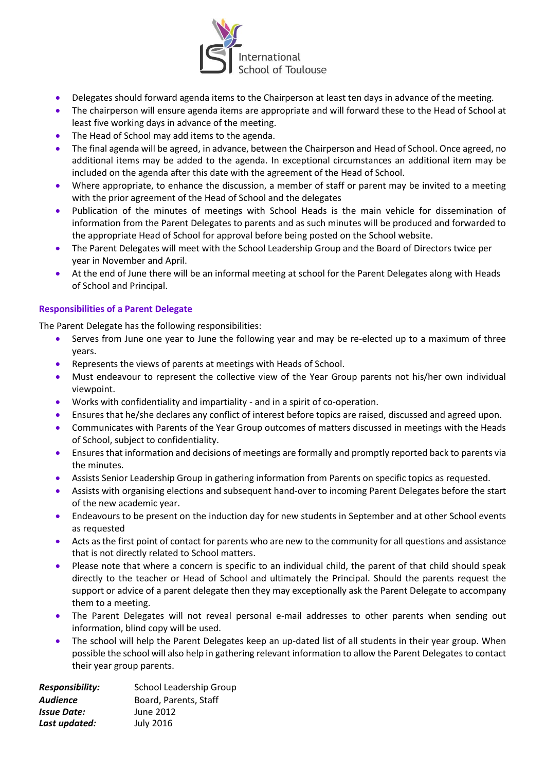- Delegates should forward agenda items to the Chairperson at least ten days in advance of the meeting.
- The chairperson will ensure agenda items are appropriate and will forward these to the Head of School at least five working days in advance of the meeting.
- The Head of School may add items to the agenda.
- The final agenda will be agreed, in advance, between the Chairperson and Head of School. Once agreed, no additional items may be added to the agenda. In exceptional circumstances an additional item may be included on the agenda after this date with the agreement of the Head of School.
- Where appropriate, to enhance the discussion, a member of staff or parent may be invited to a meeting with the prior agreement of the Head of School and the delegates
- Publication of the minutes of meetings with School Heads is the main vehicle for dissemination of information from the Parent Delegates to parents and as such minutes will be produced and forwarded to the appropriate Head of School for approval before being posted on the School website.
- The Parent Delegates will meet with the School Leadership Group and the Board of Directors twice per year in November and April.
- At the end of June there will be an informal meeting at school for the Parent Delegates along with Heads of School and Principal.

### Responsibilities of a Parent Delegate

The Parent Delegate has the following responsibilities:

- Serves from June one year to June the following year and may be re-elected up to a maximum of three years.
- Represents the views of parents at meetings with Heads of School.
- Must endeavour to represent the collective view of the Year Group parents not his/her own individual viewpoint.
- Works with confidentiality and impartiality - and in a spirit of co-operation.
- Ensures that he/she declares any conflict of interest before topics are raised, discussed and agreed upon.
- Communicates with Parents of the Year Group outcomes of matters discussed in meetings with the Heads of School, subject to confidentiality.
- Ensures that information and decisions of meetings are formally and promptly reported back to parents via the minutes.
- Assists Senior Leadership Group in gathering information from Parents on specific topics as requested.
- Assists with organising elections and subsequent hand-over to incoming Parent Delegates before the start of the new academic year.
- Endeavours to be present on the induction day for new students in September and at other School events as requested
- Acts as the first point of contact for parents who are new to the community for all questions and assistance that is not directly related to School matters.
- Please note that where a concern is specific to an individual child, the parent of that child should speak directly to the teacher or Head of School and ultimately the Principal. Should the parents request the support or advice of a parent delegate then they may exceptionally ask the Parent Delegate to accompany them to a meeting.
- The Parent Delegates will not reveal personal e-mail addresses to other parents when sending out information, blind copy will be used.
- The school will help the Parent Delegates keep an up-dated list of all students in their year group. When possible the school will also help in gathering relevant information to allow the Parent Delegates to contact their year group parents.

***Responsibility:*** School Leadership Group
***Audience*** Board, Parents, Staff
***Issue Date:*** June 2012
***Last updated:*** July 2016